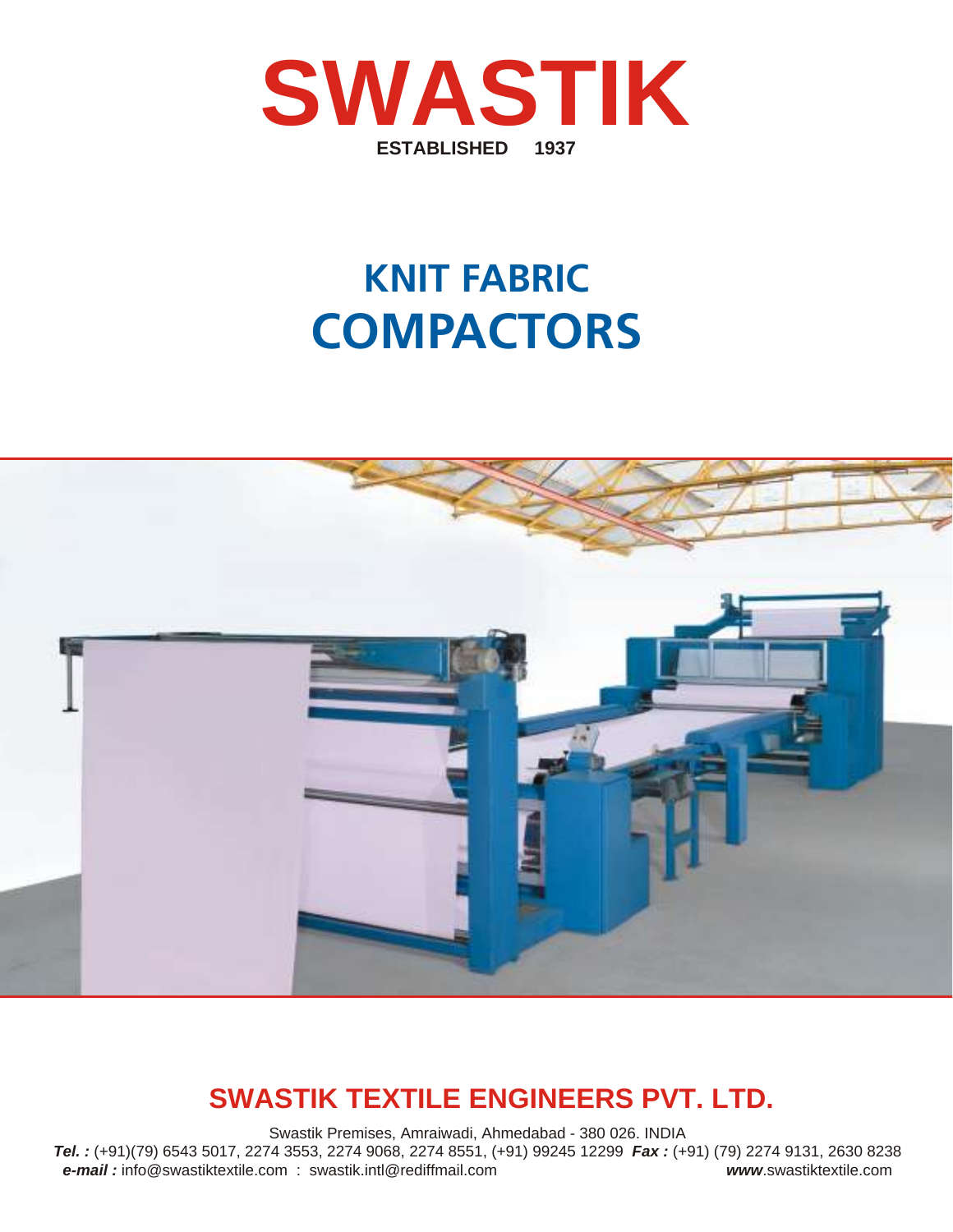# SWASTIK

**ESTABLISHED 1937**

# KNIT FABRIC COMPACTORS

## SWASTIK TEXTILE ENGINEERS PVT. LTD.

Swastik Premises, Amraiwadi, Ahmedabad - 380 026. INDIA

***Tel. :*** (+91)(79) 6543 5017, 2274 3553, 2274 9068, 2274 8551, (+91) 99245 12299 ***Fax :*** (+91) (79) 2274 9131, 2630 8238

***e-mail :*** info@swastiktextile.com : swastik.intl@rediffmail.com ***www***.swastiktextile.com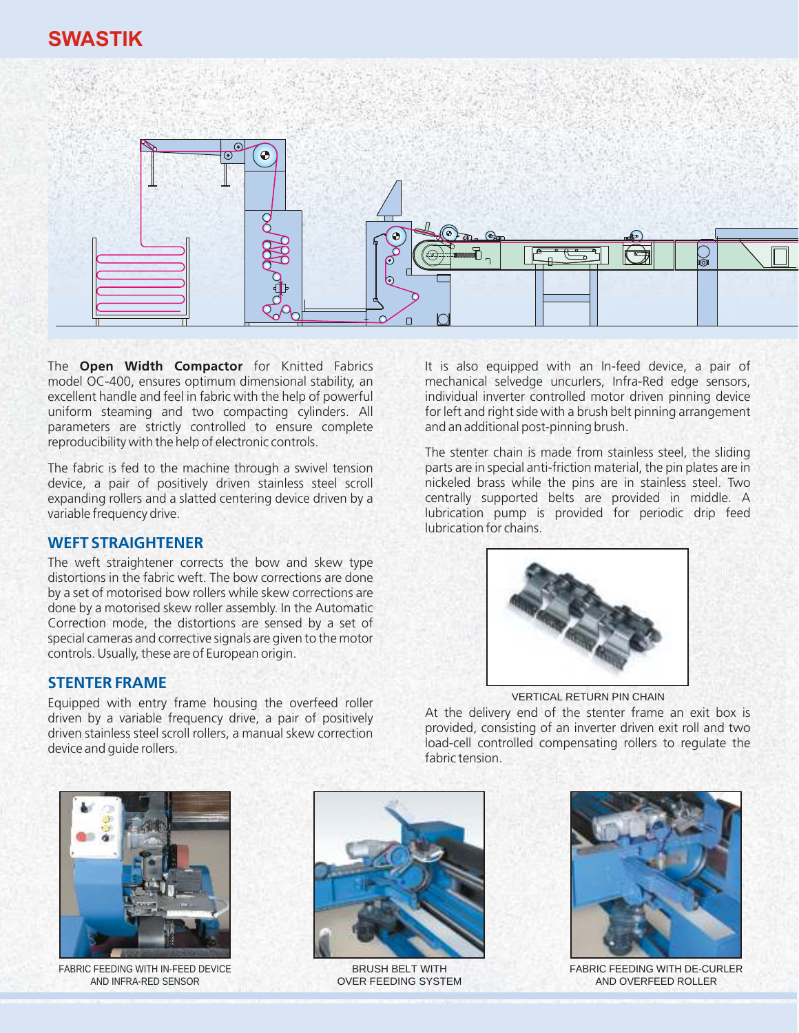The **Open Width Compactor** for Knitted Fabrics model OC-400, ensures optimum dimensional stability, an excellent handle and feel in fabric with the help of powerful uniform steaming and two compacting cylinders. All parameters are strictly controlled to ensure complete reproducibility with the help of electronic controls.

The fabric is fed to the machine through a swivel tension device, a pair of positively driven stainless steel scroll expanding rollers and a slatted centering device driven by a variable frequency drive.

## WEFT STRAIGHTENER

The weft straightener corrects the bow and skew type distortions in the fabric weft. The bow corrections are done by a set of motorised bow rollers while skew corrections are done by a motorised skew roller assembly. In the Automatic Correction mode, the distortions are sensed by a set of special cameras and corrective signals are given to the motor controls. Usually, these are of European origin.

## STENTER FRAME

Equipped with entry frame housing the overfeed roller driven by a variable frequency drive, a pair of positively driven stainless steel scroll rollers, a manual skew correction device and guide rollers.

It is also equipped with an In-feed device, a pair of mechanical selvedge uncurlers, Infra-Red edge sensors, individual inverter controlled motor driven pinning device for left and right side with a brush belt pinning arrangement and an additional post-pinning brush.

The stenter chain is made from stainless steel, the sliding parts are in special anti-friction material, the pin plates are in nickeled brass while the pins are in stainless steel. Two centrally supported belts are provided in middle. A lubrication pump is provided for periodic drip feed lubrication for chains.

VERTICAL RETURN PIN CHAIN

At the delivery end of the stenter frame an exit box is provided, consisting of an inverter driven exit roll and two load-cell controlled compensating rollers to regulate the fabric tension.

FABRIC FEEDING WITH IN-FEED DEVICE AND INFRA-RED SENSOR

BRUSH BELT WITH OVER FEEDING SYSTEM

FABRIC FEEDING WITH DE-CURLER AND OVERFEED ROLLER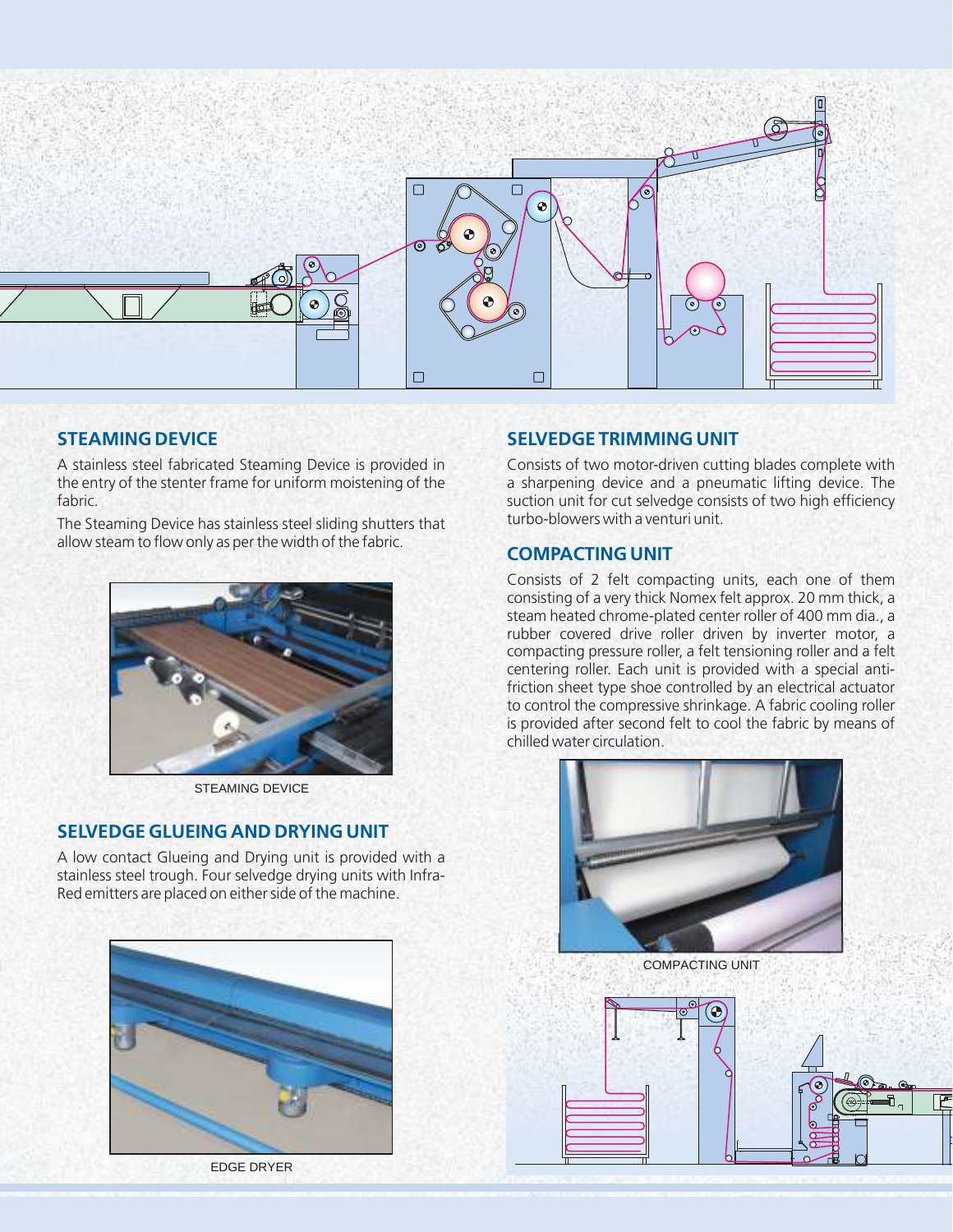## STEAMING DEVICE

A stainless steel fabricated Steaming Device is provided in the entry of the stenter frame for uniform moistening of the fabric.

The Steaming Device has stainless steel sliding shutters that allow steam to flow only as per the width of the fabric.

STEAMING DEVICE

## SELVEDGE GLUEING AND DRYING UNIT

A low contact Glueing and Drying unit is provided with a stainless steel trough. Four selvedge drying units with Infra-Red emitters are placed on either side of the machine.

EDGE DRYER

## SELVEDGE TRIMMING UNIT

Consists of two motor-driven cutting blades complete with a sharpening device and a pneumatic lifting device. The suction unit for cut selvedge consists of two high efficiency turbo-blowers with a venturi unit.

## COMPACTING UNIT

Consists of 2 felt compacting units, each one of them consisting of a very thick Nomex felt approx. 20 mm thick, a steam heated chrome-plated center roller of 400 mm dia., a rubber covered drive roller driven by inverter motor, a compacting pressure roller, a felt tensioning roller and a felt centering roller. Each unit is provided with a special anti-friction sheet type shoe controlled by an electrical actuator to control the compressive shrinkage. A fabric cooling roller is provided after second felt to cool the fabric by means of chilled water circulation.

COMPACTING UNIT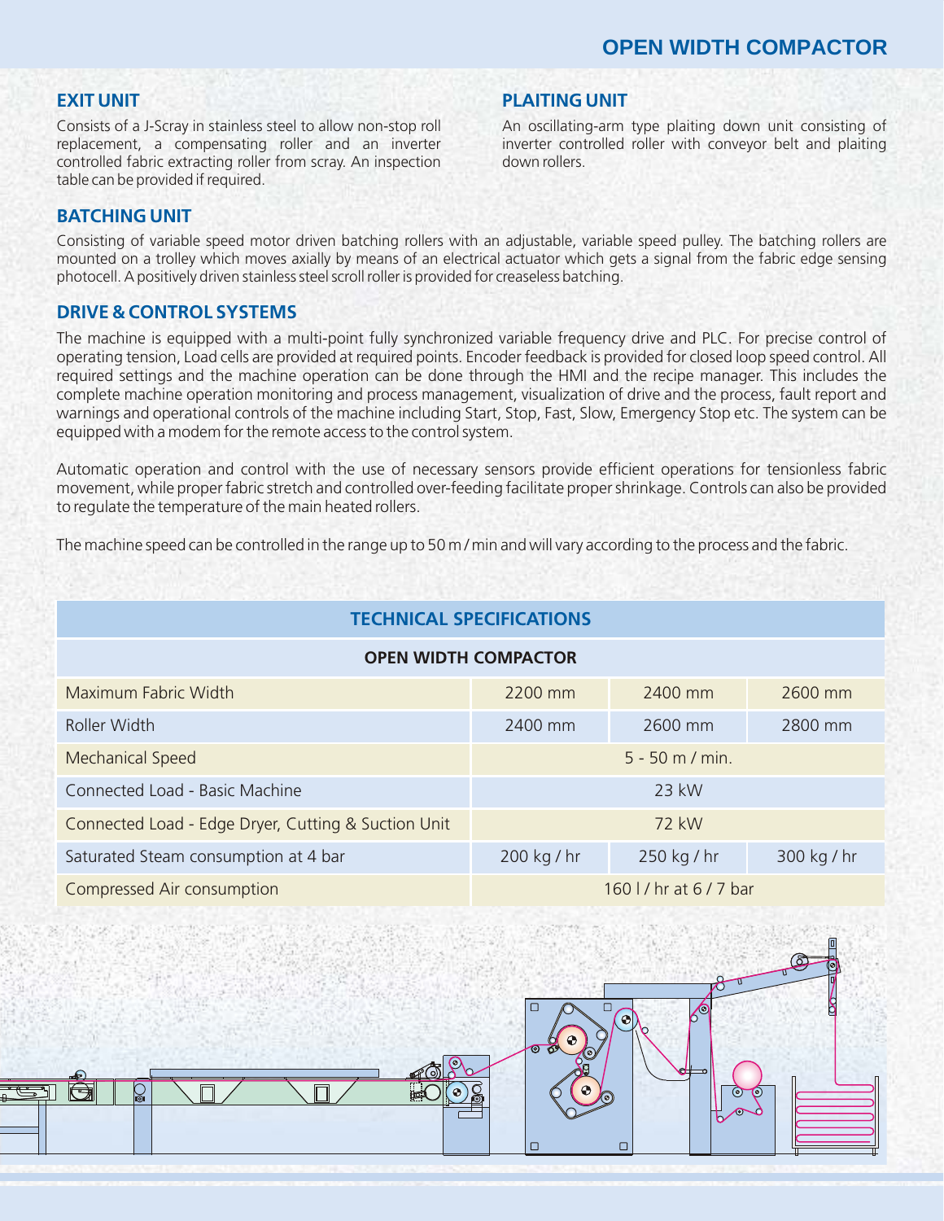## EXIT UNIT

Consists of a J-Scray in stainless steel to allow non-stop roll replacement, a compensating roller and an inverter controlled fabric extracting roller from scray. An inspection table can be provided if required.

## PLAITING UNIT

An oscillating-arm type plaiting down unit consisting of inverter controlled roller with conveyor belt and plaiting down rollers.

## BATCHING UNIT

Consisting of variable speed motor driven batching rollers with an adjustable, variable speed pulley. The batching rollers are mounted on a trolley which moves axially by means of an electrical actuator which gets a signal from the fabric edge sensing photocell. A positively driven stainless steel scroll roller is provided for creaseless batching.

## DRIVE & CONTROL SYSTEMS

The machine is equipped with a multi-point fully synchronized variable frequency drive and PLC. For precise control of operating tension, Load cells are provided at required points. Encoder feedback is provided for closed loop speed control. All required settings and the machine operation can be done through the HMI and the recipe manager. This includes the complete machine operation monitoring and process management, visualization of drive and the process, fault report and warnings and operational controls of the machine including Start, Stop, Fast, Slow, Emergency Stop etc. The system can be equipped with a modem for the remote access to the control system.

Automatic operation and control with the use of necessary sensors provide efficient operations for tensionless fabric movement, while proper fabric stretch and controlled over-feeding facilitate proper shrinkage. Controls can also be provided to regulate the temperature of the main heated rollers.

The machine speed can be controlled in the range up to 50 m / min and will vary according to the process and the fabric.

## TECHNICAL SPECIFICATIONS

| OPEN WIDTH COMPACTOR | | | |
|---|---|---|---|
| Maximum Fabric Width | 2200 mm | 2400 mm | 2600 mm |
| Roller Width | 2400 mm | 2600 mm | 2800 mm |
| Mechanical Speed | 5 - 50 m / min. | | |
| Connected Load - Basic Machine | 23 kW | | |
| Connected Load - Edge Dryer, Cutting & Suction Unit | 72 kW | | |
| Saturated Steam consumption at 4 bar | 200 kg / hr | 250 kg / hr | 300 kg / hr |
| Compressed Air consumption | 160 l / hr at 6 / 7 bar | | |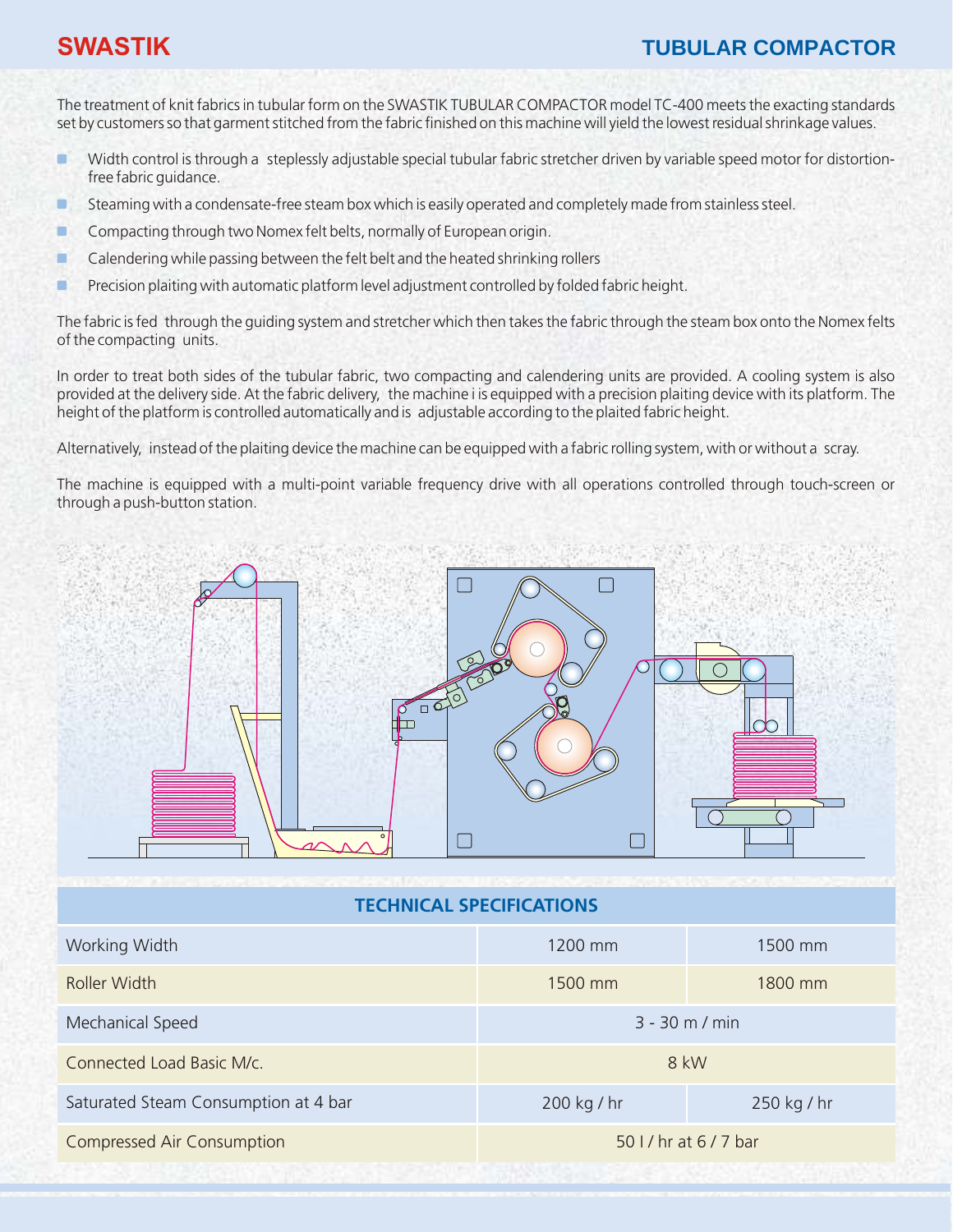# SWASTIK

## TUBULAR COMPACTOR

The treatment of knit fabrics in tubular form on the SWASTIK TUBULAR COMPACTOR model TC-400 meets the exacting standards set by customers so that garment stitched from the fabric finished on this machine will yield the lowest residual shrinkage values.

- Width control is through a steplessly adjustable special tubular fabric stretcher driven by variable speed motor for distortion-free fabric guidance.
- Steaming with a condensate-free steam box which is easily operated and completely made from stainless steel.
- Compacting through two Nomex felt belts, normally of European origin.
- Calendering while passing between the felt belt and the heated shrinking rollers
- Precision plaiting with automatic platform level adjustment controlled by folded fabric height.

The fabric is fed through the guiding system and stretcher which then takes the fabric through the steam box onto the Nomex felts of the compacting units.

In order to treat both sides of the tubular fabric, two compacting and calendering units are provided. A cooling system is also provided at the delivery side. At the fabric delivery, the machine i is equipped with a precision plaiting device with its platform. The height of the platform is controlled automatically and is adjustable according to the plaited fabric height.

Alternatively, instead of the plaiting device the machine can be equipped with a fabric rolling system, with or without a scray.

The machine is equipped with a multi-point variable frequency drive with all operations controlled through touch-screen or through a push-button station.

| TECHNICAL SPECIFICATIONS | | |
|---|---|---|
| Working Width | 1200 mm | 1500 mm |
| Roller Width | 1500 mm | 1800 mm |
| Mechanical Speed | 3 - 30 m / min | |
| Connected Load Basic M/c. | 8 kW | |
| Saturated Steam Consumption at 4 bar | 200 kg / hr | 250 kg / hr |
| Compressed Air Consumption | 50 l / hr at 6 / 7 bar | |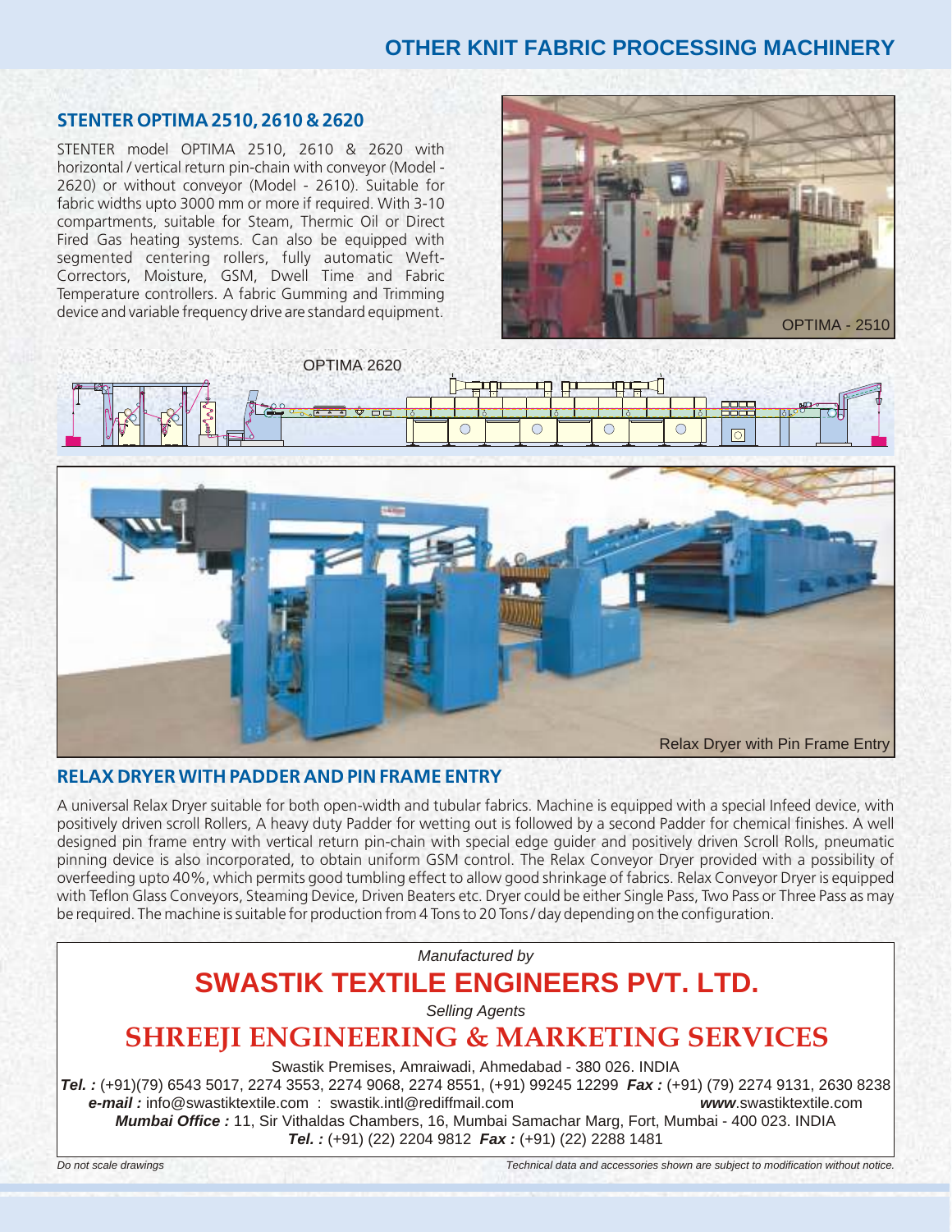# OTHER KNIT FABRIC PROCESSING MACHINERY

## STENTER OPTIMA 2510, 2610 & 2620

STENTER model OPTIMA 2510, 2610 & 2620 with horizontal / vertical return pin-chain with conveyor (Model - 2620) or without conveyor (Model - 2610). Suitable for fabric widths upto 3000 mm or more if required. With 3-10 compartments, suitable for Steam, Thermic Oil or Direct Fired Gas heating systems. Can also be equipped with segmented centering rollers, fully automatic Weft-Correctors, Moisture, GSM, Dwell Time and Fabric Temperature controllers. A fabric Gumming and Trimming device and variable frequency drive are standard equipment.

OPTIMA - 2510

OPTIMA 2620

Relax Dryer with Pin Frame Entry

## RELAX DRYER WITH PADDER AND PIN FRAME ENTRY

A universal Relax Dryer suitable for both open-width and tubular fabrics. Machine is equipped with a special Infeed device, with positively driven scroll Rollers, A heavy duty Padder for wetting out is followed by a second Padder for chemical finishes. A well designed pin frame entry with vertical return pin-chain with special edge guider and positively driven Scroll Rolls, pneumatic pinning device is also incorporated, to obtain uniform GSM control. The Relax Conveyor Dryer provided with a possibility of overfeeding upto 40%, which permits good tumbling effect to allow good shrinkage of fabrics. Relax Conveyor Dryer is equipped with Teflon Glass Conveyors, Steaming Device, Driven Beaters etc. Dryer could be either Single Pass, Two Pass or Three Pass as may be required. The machine is suitable for production from 4 Tons to 20 Tons / day depending on the configuration.

*Manufactured by*

**SWASTIK TEXTILE ENGINEERS PVT. LTD.**

*Selling Agents*

**SHREEJI ENGINEERING & MARKETING SERVICES**

Swastik Premises, Amraiwadi, Ahmedabad - 380 026. INDIA

***Tel. :*** (+91)(79) 6543 5017, 2274 3553, 2274 9068, 2274 8551, (+91) 99245 12299 ***Fax :*** (+91) (79) 2274 9131, 2630 8238

***e-mail :*** info@swastiktextile.com : swastik.intl@rediffmail.com ***www***.swastiktextile.com

***Mumbai Office :*** 11, Sir Vithaldas Chambers, 16, Mumbai Samachar Marg, Fort, Mumbai - 400 023. INDIA

***Tel. :*** (+91) (22) 2204 9812 ***Fax :*** (+91) (22) 2288 1481

*Do not scale drawings* *Technical data and accessories shown are subject to modification without notice.*